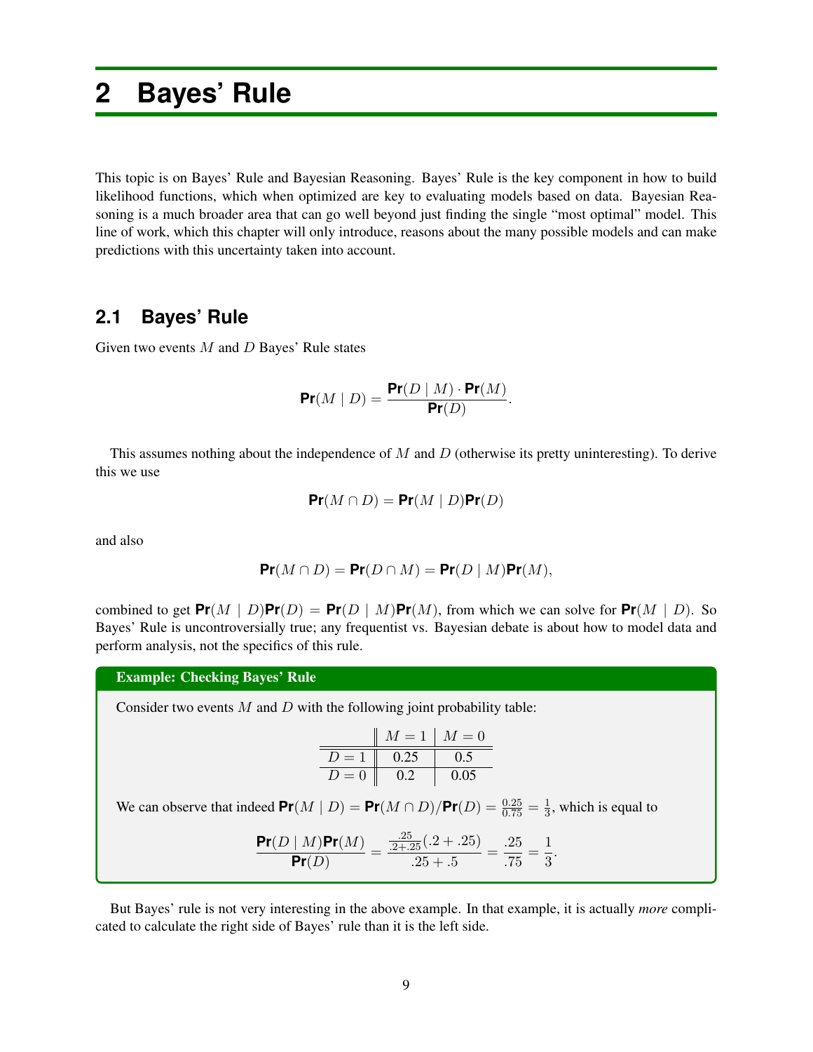# 2 Bayes' Rule

This topic is on Bayes' Rule and Bayesian Reasoning. Bayes' Rule is the key component in how to build likelihood functions, which when optimized are key to evaluating models based on data. Bayesian Reasoning is a much broader area that can go well beyond just finding the single "most optimal" model. This line of work, which this chapter will only introduce, reasons about the many possible models and can make predictions with this uncertainty taken into account.

## 2.1 Bayes' Rule

Given two events $M$ and $D$ Bayes' Rule states

$$\textbf{Pr}(M \mid D) = \frac{\textbf{Pr}(D \mid M) \cdot \textbf{Pr}(M)}{\textbf{Pr}(D)}.$$

This assumes nothing about the independence of $M$ and $D$ (otherwise its pretty uninteresting). To derive this we use

$$\textbf{Pr}(M \cap D) = \textbf{Pr}(M \mid D)\textbf{Pr}(D)$$

and also

$$\textbf{Pr}(M \cap D) = \textbf{Pr}(D \cap M) = \textbf{Pr}(D \mid M)\textbf{Pr}(M),$$

combined to get $\textbf{Pr}(M \mid D)\textbf{Pr}(D) = \textbf{Pr}(D \mid M)\textbf{Pr}(M)$, from which we can solve for $\textbf{Pr}(M \mid D)$. So Bayes' Rule is uncontroversially true; any frequentist vs. Bayesian debate is about how to model data and perform analysis, not the specifics of this rule.

**Example: Checking Bayes' Rule**

Consider two events $M$ and $D$ with the following joint probability table:

| | $M = 1$ | $M = 0$ |
|---|---|---|
| $D = 1$ | 0.25 | 0.5 |
| $D = 0$ | 0.2 | 0.05 |

We can observe that indeed $\textbf{Pr}(M \mid D) = \textbf{Pr}(M \cap D)/\textbf{Pr}(D) = \frac{0.25}{0.75} = \frac{1}{3}$, which is equal to

$$\frac{\textbf{Pr}(D \mid M)\textbf{Pr}(M)}{\textbf{Pr}(D)} = \frac{\frac{.25}{.2+.25}(.2 + .25)}{.25 + .5} = \frac{.25}{.75} = \frac{1}{3}.$$

But Bayes' rule is not very interesting in the above example. In that example, it is actually *more* complicated to calculate the right side of Bayes' rule than it is the left side.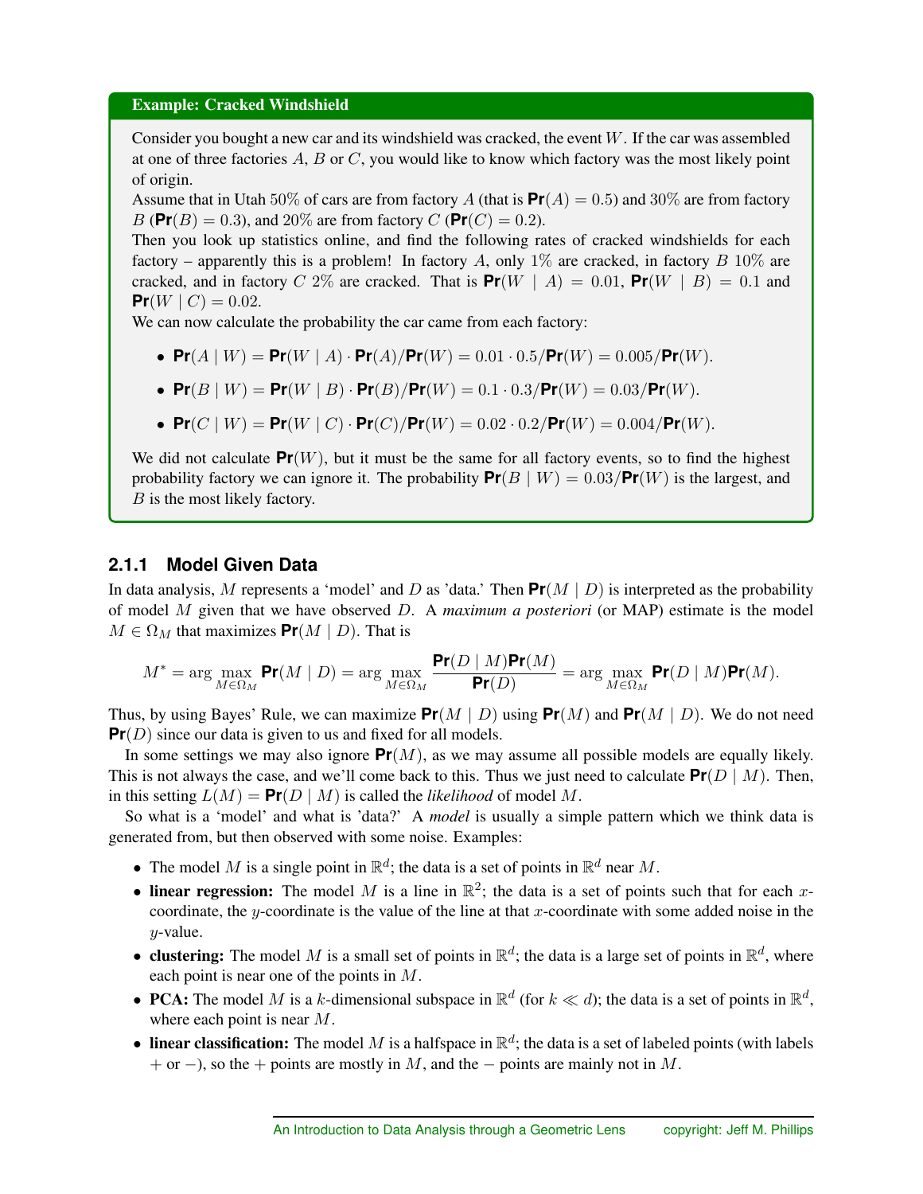**Example: Cracked Windshield**

Consider you bought a new car and its windshield was cracked, the event $W$. If the car was assembled at one of three factories $A$, $B$ or $C$, you would like to know which factory was the most likely point of origin.
Assume that in Utah 50% of cars are from factory $A$ (that is $\textbf{Pr}(A) = 0.5$) and 30% are from factory $B$ ($\textbf{Pr}(B) = 0.3$), and 20% are from factory $C$ ($\textbf{Pr}(C) = 0.2$).
Then you look up statistics online, and find the following rates of cracked windshields for each factory – apparently this is a problem! In factory $A$, only 1% are cracked, in factory $B$ 10% are cracked, and in factory $C$ 2% are cracked. That is $\textbf{Pr}(W \mid A) = 0.01$, $\textbf{Pr}(W \mid B) = 0.1$ and $\textbf{Pr}(W \mid C) = 0.02$.
We can now calculate the probability the car came from each factory:

- $\textbf{Pr}(A \mid W) = \textbf{Pr}(W \mid A) \cdot \textbf{Pr}(A)/\textbf{Pr}(W) = 0.01 \cdot 0.5/\textbf{Pr}(W) = 0.005/\textbf{Pr}(W)$.
- $\textbf{Pr}(B \mid W) = \textbf{Pr}(W \mid B) \cdot \textbf{Pr}(B)/\textbf{Pr}(W) = 0.1 \cdot 0.3/\textbf{Pr}(W) = 0.03/\textbf{Pr}(W)$.
- $\textbf{Pr}(C \mid W) = \textbf{Pr}(W \mid C) \cdot \textbf{Pr}(C)/\textbf{Pr}(W) = 0.02 \cdot 0.2/\textbf{Pr}(W) = 0.004/\textbf{Pr}(W)$.

We did not calculate $\textbf{Pr}(W)$, but it must be the same for all factory events, so to find the highest probability factory we can ignore it. The probability $\textbf{Pr}(B \mid W) = 0.03/\textbf{Pr}(W)$ is the largest, and $B$ is the most likely factory.

### 2.1.1 Model Given Data

In data analysis, $M$ represents a 'model' and $D$ as 'data.' Then $\textbf{Pr}(M \mid D)$ is interpreted as the probability of model $M$ given that we have observed $D$. A *maximum a posteriori* (or MAP) estimate is the model $M \in \Omega_M$ that maximizes $\textbf{Pr}(M \mid D)$. That is

$$M^* = \arg\max_{M \in \Omega_M} \textbf{Pr}(M \mid D) = \arg\max_{M \in \Omega_M} \frac{\textbf{Pr}(D \mid M)\textbf{Pr}(M)}{\textbf{Pr}(D)} = \arg\max_{M \in \Omega_M} \textbf{Pr}(D \mid M)\textbf{Pr}(M).$$

Thus, by using Bayes' Rule, we can maximize $\textbf{Pr}(M \mid D)$ using $\textbf{Pr}(M)$ and $\textbf{Pr}(M \mid D)$. We do not need $\textbf{Pr}(D)$ since our data is given to us and fixed for all models.

In some settings we may also ignore $\textbf{Pr}(M)$, as we may assume all possible models are equally likely. This is not always the case, and we'll come back to this. Thus we just need to calculate $\textbf{Pr}(D \mid M)$. Then, in this setting $L(M) = \textbf{Pr}(D \mid M)$ is called the *likelihood* of model $M$.

So what is a 'model' and what is 'data?' A *model* is usually a simple pattern which we think data is generated from, but then observed with some noise. Examples:

- The model $M$ is a single point in $\mathbb{R}^d$; the data is a set of points in $\mathbb{R}^d$ near $M$.
- **linear regression:** The model $M$ is a line in $\mathbb{R}^2$; the data is a set of points such that for each $x$-coordinate, the $y$-coordinate is the value of the line at that $x$-coordinate with some added noise in the $y$-value.
- **clustering:** The model $M$ is a small set of points in $\mathbb{R}^d$; the data is a large set of points in $\mathbb{R}^d$, where each point is near one of the points in $M$.
- **PCA:** The model $M$ is a $k$-dimensional subspace in $\mathbb{R}^d$ (for $k \ll d$); the data is a set of points in $\mathbb{R}^d$, where each point is near $M$.
- **linear classification:** The model $M$ is a halfspace in $\mathbb{R}^d$; the data is a set of labeled points (with labels $+$ or $-$), so the $+$ points are mostly in $M$, and the $-$ points are mainly not in $M$.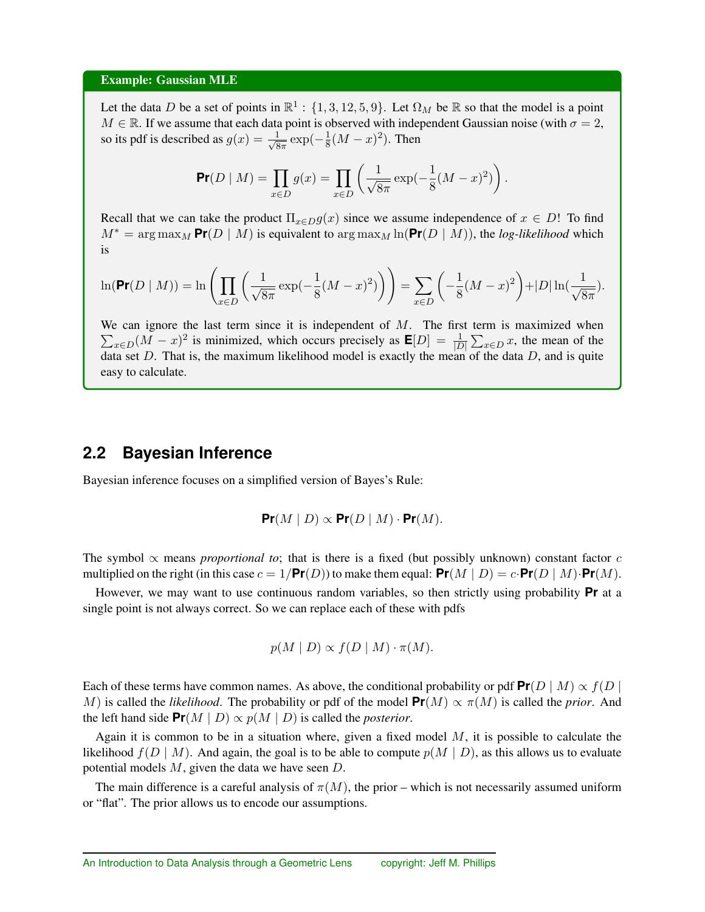**Example: Gaussian MLE**

Let the data $D$ be a set of points in $\mathbb{R}^1 : \{1, 3, 12, 5, 9\}$. Let $\Omega_M$ be $\mathbb{R}$ so that the model is a point $M \in \mathbb{R}$. If we assume that each data point is observed with independent Gaussian noise (with $\sigma = 2$, so its pdf is described as $g(x) = \frac{1}{\sqrt{8\pi}} \exp(-\frac{1}{8}(M-x)^2)$. Then

$$\textbf{Pr}(D \mid M) = \prod_{x \in D} g(x) = \prod_{x \in D} \left( \frac{1}{\sqrt{8\pi}} \exp(-\frac{1}{8}(M-x)^2) \right).$$

Recall that we can take the product $\Pi_{x \in D} g(x)$ since we assume independence of $x \in D$! To find $M^* = \arg\max_M \textbf{Pr}(D \mid M)$ is equivalent to $\arg\max_M \ln(\textbf{Pr}(D \mid M))$, the *log-likelihood* which is

$$\ln(\textbf{Pr}(D \mid M)) = \ln\left( \prod_{x \in D} \left( \frac{1}{\sqrt{8\pi}} \exp(-\frac{1}{8}(M-x)^2) \right) \right) = \sum_{x \in D} \left( -\frac{1}{8}(M-x)^2 \right) + |D| \ln(\frac{1}{\sqrt{8\pi}}).$$

We can ignore the last term since it is independent of $M$. The first term is maximized when $\sum_{x \in D}(M-x)^2$ is minimized, which occurs precisely as $\textbf{E}[D] = \frac{1}{|D|}\sum_{x \in D} x$, the mean of the data set $D$. That is, the maximum likelihood model is exactly the mean of the data $D$, and is quite easy to calculate.

## 2.2 Bayesian Inference

Bayesian inference focuses on a simplified version of Bayes's Rule:

$$\textbf{Pr}(M \mid D) \propto \textbf{Pr}(D \mid M) \cdot \textbf{Pr}(M).$$

The symbol $\propto$ means *proportional to*; that is there is a fixed (but possibly unknown) constant factor $c$ multiplied on the right (in this case $c = 1/\textbf{Pr}(D)$) to make them equal: $\textbf{Pr}(M \mid D) = c \cdot \textbf{Pr}(D \mid M) \cdot \textbf{Pr}(M)$.

However, we may want to use continuous random variables, so then strictly using probability $\textbf{Pr}$ at a single point is not always correct. So we can replace each of these with pdfs

$$p(M \mid D) \propto f(D \mid M) \cdot \pi(M).$$

Each of these terms have common names. As above, the conditional probability or pdf $\textbf{Pr}(D \mid M) \propto f(D \mid M)$ is called the *likelihood*. The probability or pdf of the model $\textbf{Pr}(M) \propto \pi(M)$ is called the *prior*. And the left hand side $\textbf{Pr}(M \mid D) \propto p(M \mid D)$ is called the *posterior*.

Again it is common to be in a situation where, given a fixed model $M$, it is possible to calculate the likelihood $f(D \mid M)$. And again, the goal is to be able to compute $p(M \mid D)$, as this allows us to evaluate potential models $M$, given the data we have seen $D$.

The main difference is a careful analysis of $\pi(M)$, the prior – which is not necessarily assumed uniform or "flat". The prior allows us to encode our assumptions.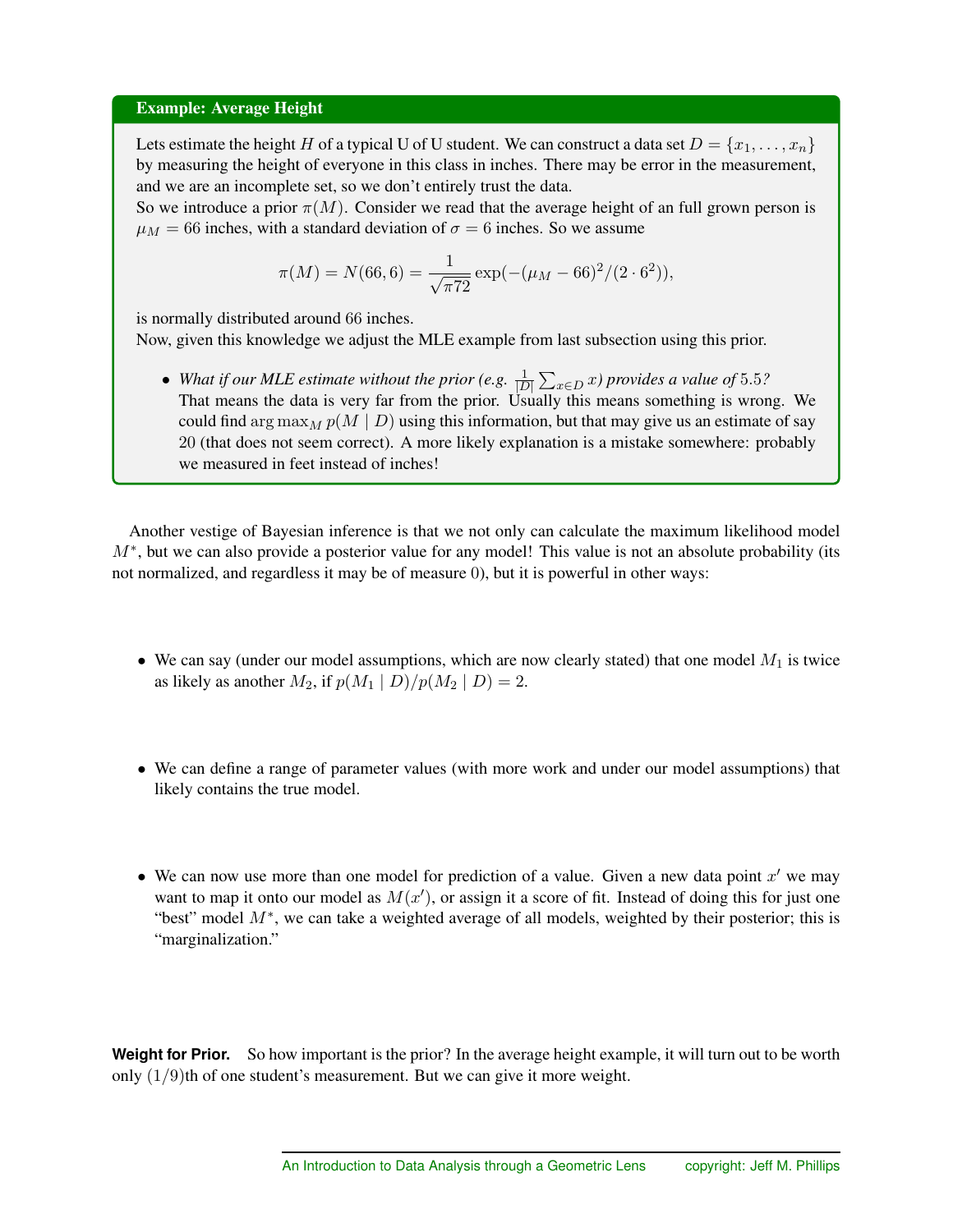**Example: Average Height**

Lets estimate the height $H$ of a typical U of U student. We can construct a data set $D = \{x_1, \ldots, x_n\}$ by measuring the height of everyone in this class in inches. There may be error in the measurement, and we are an incomplete set, so we don't entirely trust the data.

So we introduce a prior $\pi(M)$. Consider we read that the average height of an full grown person is $\mu_M = 66$ inches, with a standard deviation of $\sigma = 6$ inches. So we assume

$$\pi(M) = N(66, 6) = \frac{1}{\sqrt{\pi 72}} \exp(-(\mu_M - 66)^2/(2 \cdot 6^2)),$$

is normally distributed around 66 inches.

Now, given this knowledge we adjust the MLE example from last subsection using this prior.

- *What if our MLE estimate without the prior (e.g.* $\frac{1}{|D|}\sum_{x \in D} x$*) provides a value of* $5.5$*?*
  That means the data is very far from the prior. Usually this means something is wrong. We could find $\arg\max_M p(M \mid D)$ using this information, but that may give us an estimate of say 20 (that does not seem correct). A more likely explanation is a mistake somewhere: probably we measured in feet instead of inches!

Another vestige of Bayesian inference is that we not only can calculate the maximum likelihood model $M^*$, but we can also provide a posterior value for any model! This value is not an absolute probability (its not normalized, and regardless it may be of measure $0$), but it is powerful in other ways:

- We can say (under our model assumptions, which are now clearly stated) that one model $M_1$ is twice as likely as another $M_2$, if $p(M_1 \mid D)/p(M_2 \mid D) = 2$.

- We can define a range of parameter values (with more work and under our model assumptions) that likely contains the true model.

- We can now use more than one model for prediction of a value. Given a new data point $x'$ we may want to map it onto our model as $M(x')$, or assign it a score of fit. Instead of doing this for just one "best" model $M^*$, we can take a weighted average of all models, weighted by their posterior; this is "marginalization."

**Weight for Prior.** So how important is the prior? In the average height example, it will turn out to be worth only $(1/9)$th of one student's measurement. But we can give it more weight.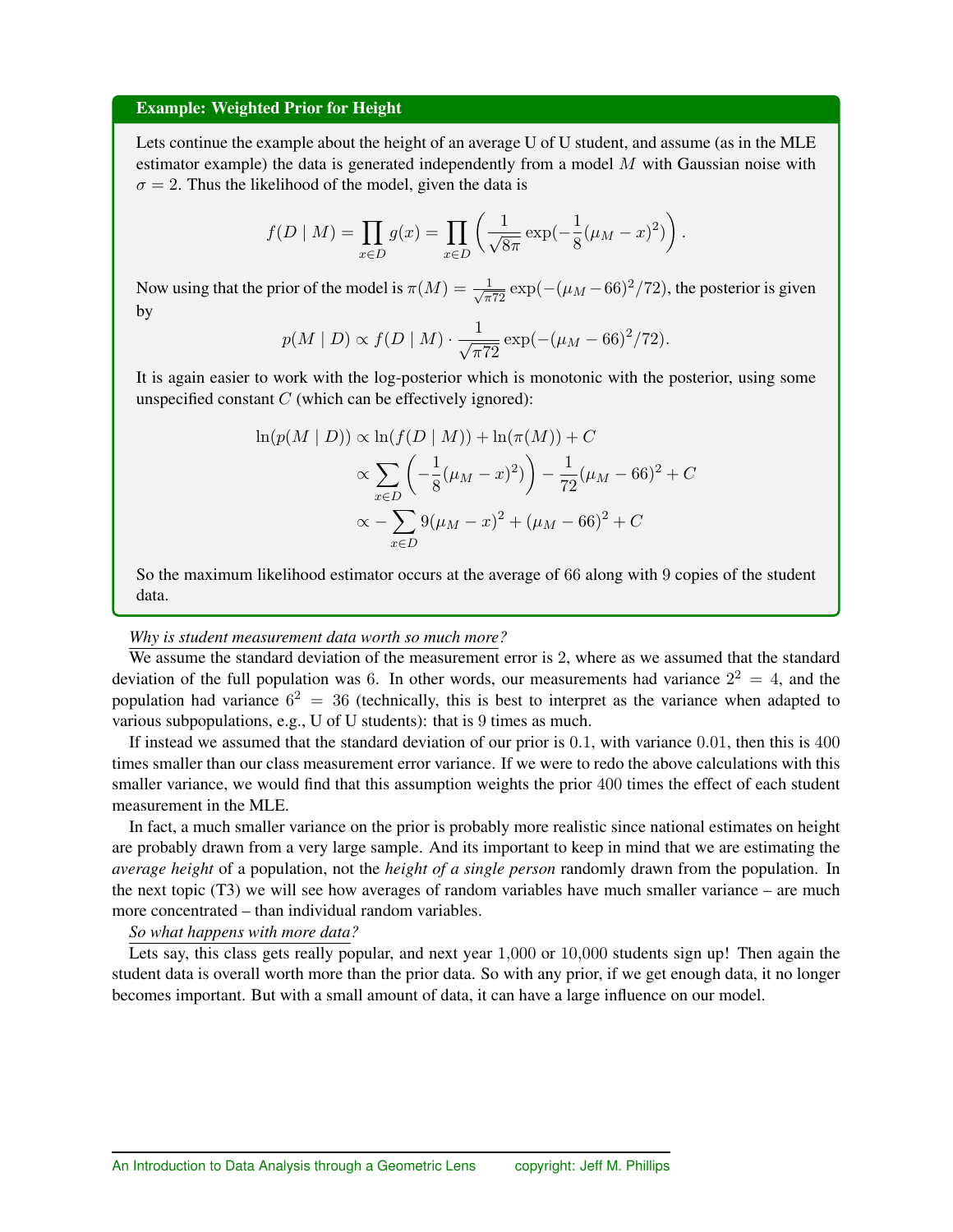**Example: Weighted Prior for Height**

Lets continue the example about the height of an average U of U student, and assume (as in the MLE estimator example) the data is generated independently from a model $M$ with Gaussian noise with $\sigma = 2$. Thus the likelihood of the model, given the data is

$$f(D \mid M) = \prod_{x \in D} g(x) = \prod_{x \in D} \left( \frac{1}{\sqrt{8\pi}} \exp(-\frac{1}{8}(\mu_M - x)^2) \right).$$

Now using that the prior of the model is $\pi(M) = \frac{1}{\sqrt{\pi 72}} \exp(-(\mu_M - 66)^2/72)$, the posterior is given by

$$p(M \mid D) \propto f(D \mid M) \cdot \frac{1}{\sqrt{\pi 72}} \exp(-(\mu_M - 66)^2/72).$$

It is again easier to work with the log-posterior which is monotonic with the posterior, using some unspecified constant $C$ (which can be effectively ignored):

$$\begin{aligned}
\ln(p(M \mid D)) &\propto \ln(f(D \mid M)) + \ln(\pi(M)) + C \\
&\propto \sum_{x \in D} \left( -\frac{1}{8}(\mu_M - x)^2) \right) - \frac{1}{72}(\mu_M - 66)^2 + C \\
&\propto - \sum_{x \in D} 9(\mu_M - x)^2 + (\mu_M - 66)^2 + C
\end{aligned}$$

So the maximum likelihood estimator occurs at the average of 66 along with 9 copies of the student data.

*Why is student measurement data worth so much more?*

We assume the standard deviation of the measurement error is 2, where as we assumed that the standard deviation of the full population was 6. In other words, our measurements had variance $2^2 = 4$, and the population had variance $6^2 = 36$ (technically, this is best to interpret as the variance when adapted to various subpopulations, e.g., U of U students): that is 9 times as much.

If instead we assumed that the standard deviation of our prior is 0.1, with variance 0.01, then this is 400 times smaller than our class measurement error variance. If we were to redo the above calculations with this smaller variance, we would find that this assumption weights the prior 400 times the effect of each student measurement in the MLE.

In fact, a much smaller variance on the prior is probably more realistic since national estimates on height are probably drawn from a very large sample. And its important to keep in mind that we are estimating the *average height* of a population, not the *height of a single person* randomly drawn from the population. In the next topic (T3) we will see how averages of random variables have much smaller variance – are much more concentrated – than individual random variables.

*So what happens with more data?*

Lets say, this class gets really popular, and next year 1,000 or 10,000 students sign up! Then again the student data is overall worth more than the prior data. So with any prior, if we get enough data, it no longer becomes important. But with a small amount of data, it can have a large influence on our model.